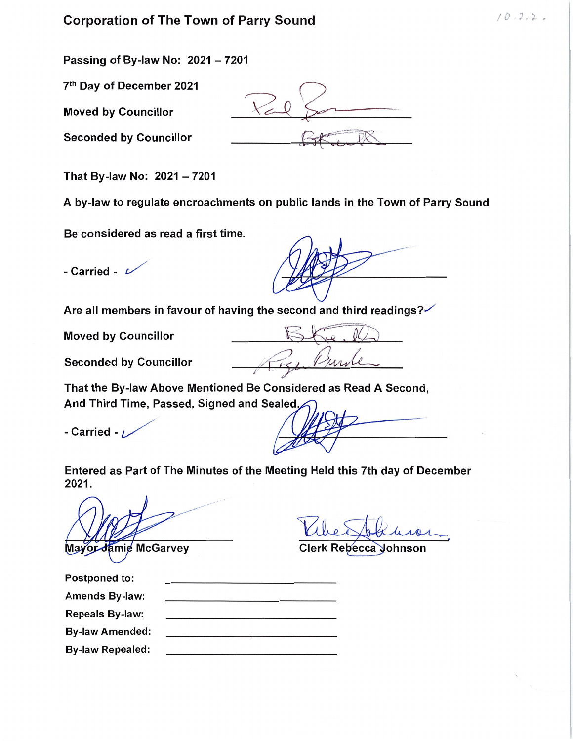# Corporation of The Town of Parry Sound

**Passing of By-law No: 2021 – 7201**

**7th Day of December 2021**

**Moved by Councillor** _______________

**Seconded by Councillor** _______________

**That By-law No: 2021 – 7201**

**A by-law to regulate encroachments on public lands in the Town of Parry Sound**

**Be considered as read a first time.**

**- Carried -** ✓

**Are all members in favour of having the second and third readings?** ✓

**Moved by Councillor** _______________

**Seconded by Councillor** _______________

**That the By-law Above Mentioned Be Considered as Read A Second, And Third Time, Passed, Signed and Sealed.**

**- Carried -** ✓

**Entered as Part of The Minutes of the Meeting Held this 7th day of December 2021.**

Mayor Jamie McGarvey

Clerk Rebecca Johnson

| | |
|---|---|
| **Postponed to:** | |
| **Amends By-law:** | |
| **Repeals By-law:** | |
| **By-law Amended:** | |
| **By-law Repealed:** | |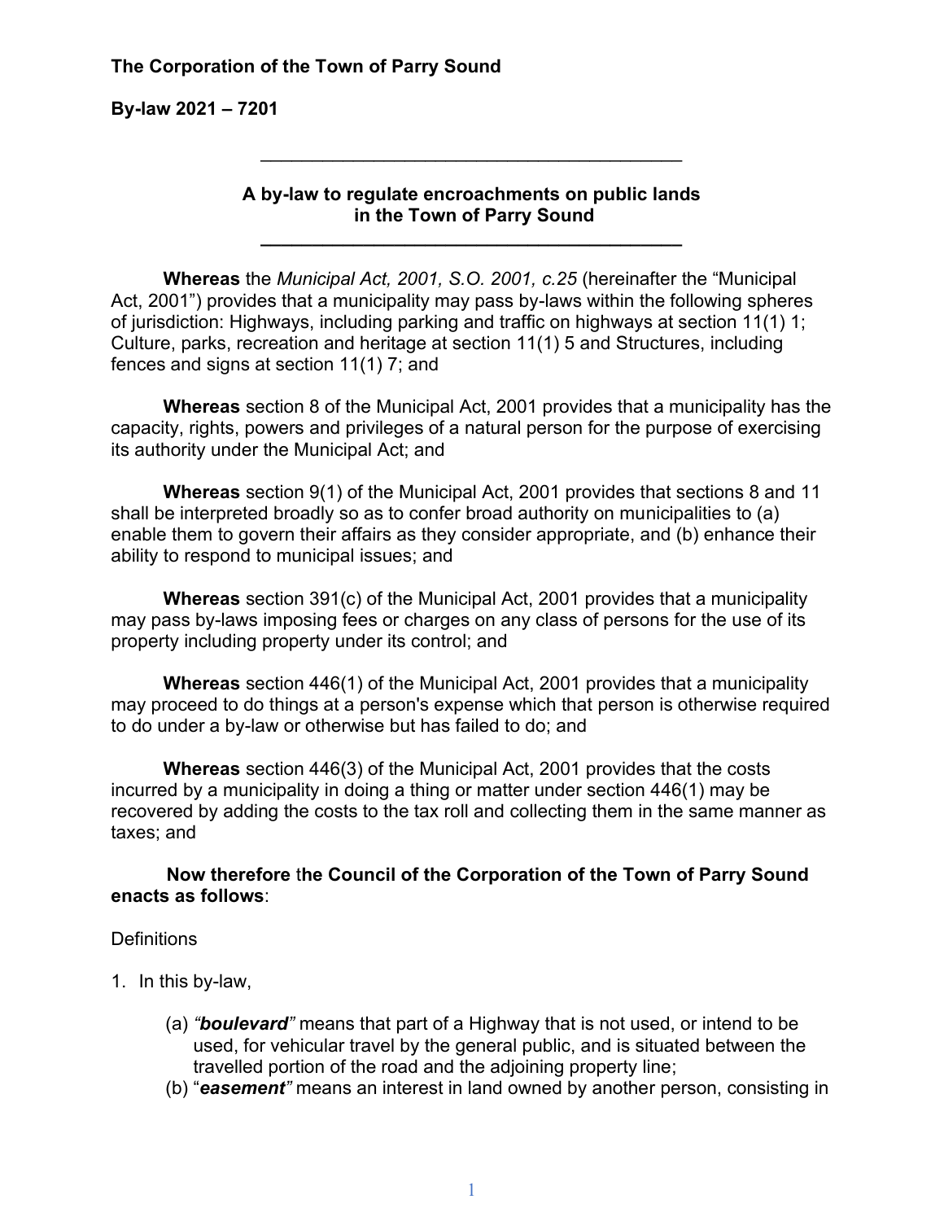**The Corporation of the Town of Parry Sound**

**By-law 2021 – 7201**

---

**A by-law to regulate encroachments on public lands in the Town of Parry Sound**

---

**Whereas** the *Municipal Act, 2001, S.O. 2001, c.25* (hereinafter the "Municipal Act, 2001") provides that a municipality may pass by-laws within the following spheres of jurisdiction: Highways, including parking and traffic on highways at section 11(1) 1; Culture, parks, recreation and heritage at section 11(1) 5 and Structures, including fences and signs at section 11(1) 7; and

**Whereas** section 8 of the Municipal Act, 2001 provides that a municipality has the capacity, rights, powers and privileges of a natural person for the purpose of exercising its authority under the Municipal Act; and

**Whereas** section 9(1) of the Municipal Act, 2001 provides that sections 8 and 11 shall be interpreted broadly so as to confer broad authority on municipalities to (a) enable them to govern their affairs as they consider appropriate, and (b) enhance their ability to respond to municipal issues; and

**Whereas** section 391(c) of the Municipal Act, 2001 provides that a municipality may pass by-laws imposing fees or charges on any class of persons for the use of its property including property under its control; and

**Whereas** section 446(1) of the Municipal Act, 2001 provides that a municipality may proceed to do things at a person's expense which that person is otherwise required to do under a by-law or otherwise but has failed to do; and

**Whereas** section 446(3) of the Municipal Act, 2001 provides that the costs incurred by a municipality in doing a thing or matter under section 446(1) may be recovered by adding the costs to the tax roll and collecting them in the same manner as taxes; and

**Now therefore** t**he Council of the Corporation of the Town of Parry Sound enacts as follows**:

Definitions

1. In this by-law,

   (a) ***"boulevard"*** means that part of a Highway that is not used, or intend to be used, for vehicular travel by the general public, and is situated between the travelled portion of the road and the adjoining property line;

   (b) "***easement"*** means an interest in land owned by another person, consisting in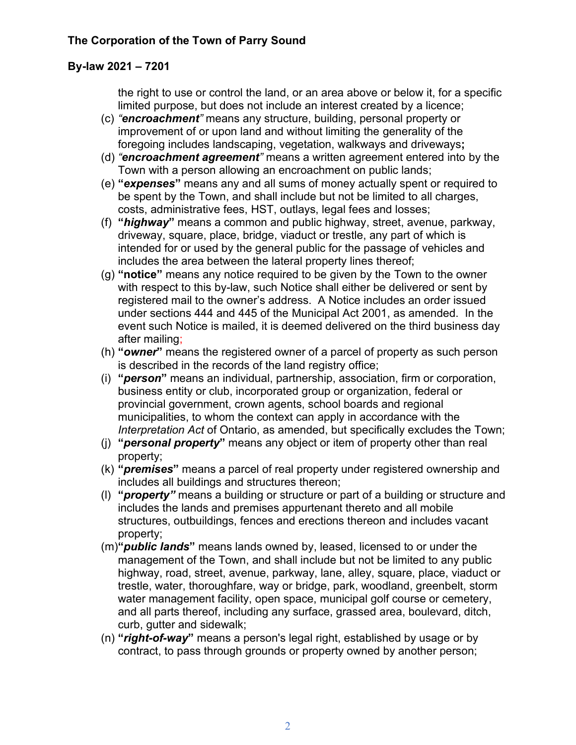the right to use or control the land, or an area above or below it, for a specific limited purpose, but does not include an interest created by a licence;

(c) *"**encroachment**"* means any structure, building, personal property or improvement of or upon land and without limiting the generality of the foregoing includes landscaping, vegetation, walkways and driveways**;**

(d) *"**encroachment agreement**"* means a written agreement entered into by the Town with a person allowing an encroachment on public lands;

(e) **"*expenses*"** means any and all sums of money actually spent or required to be spent by the Town, and shall include but not be limited to all charges, costs, administrative fees, HST, outlays, legal fees and losses;

(f) **"*highway*"** means a common and public highway, street, avenue, parkway, driveway, square, place, bridge, viaduct or trestle, any part of which is intended for or used by the general public for the passage of vehicles and includes the area between the lateral property lines thereof;

(g) **"notice"** means any notice required to be given by the Town to the owner with respect to this by-law, such Notice shall either be delivered or sent by registered mail to the owner's address. A Notice includes an order issued under sections 444 and 445 of the Municipal Act 2001, as amended. In the event such Notice is mailed, it is deemed delivered on the third business day after mailing;

(h) **"*owner*"** means the registered owner of a parcel of property as such person is described in the records of the land registry office;

(i) **"*person*"** means an individual, partnership, association, firm or corporation, business entity or club, incorporated group or organization, federal or provincial government, crown agents, school boards and regional municipalities, to whom the context can apply in accordance with the *Interpretation Act* of Ontario, as amended, but specifically excludes the Town;

(j) **"*personal property*"** means any object or item of property other than real property;

(k) **"*premises*"** means a parcel of real property under registered ownership and includes all buildings and structures thereon;

(l) **"*property"*** means a building or structure or part of a building or structure and includes the lands and premises appurtenant thereto and all mobile structures, outbuildings, fences and erections thereon and includes vacant property;

(m) **"*public lands*"** means lands owned by, leased, licensed to or under the management of the Town, and shall include but not be limited to any public highway, road, street, avenue, parkway, lane, alley, square, place, viaduct or trestle, water, thoroughfare, way or bridge, park, woodland, greenbelt, storm water management facility, open space, municipal golf course or cemetery, and all parts thereof, including any surface, grassed area, boulevard, ditch, curb, gutter and sidewalk;

(n) **"*right-of-way*"** means a person's legal right, established by usage or by contract, to pass through grounds or property owned by another person;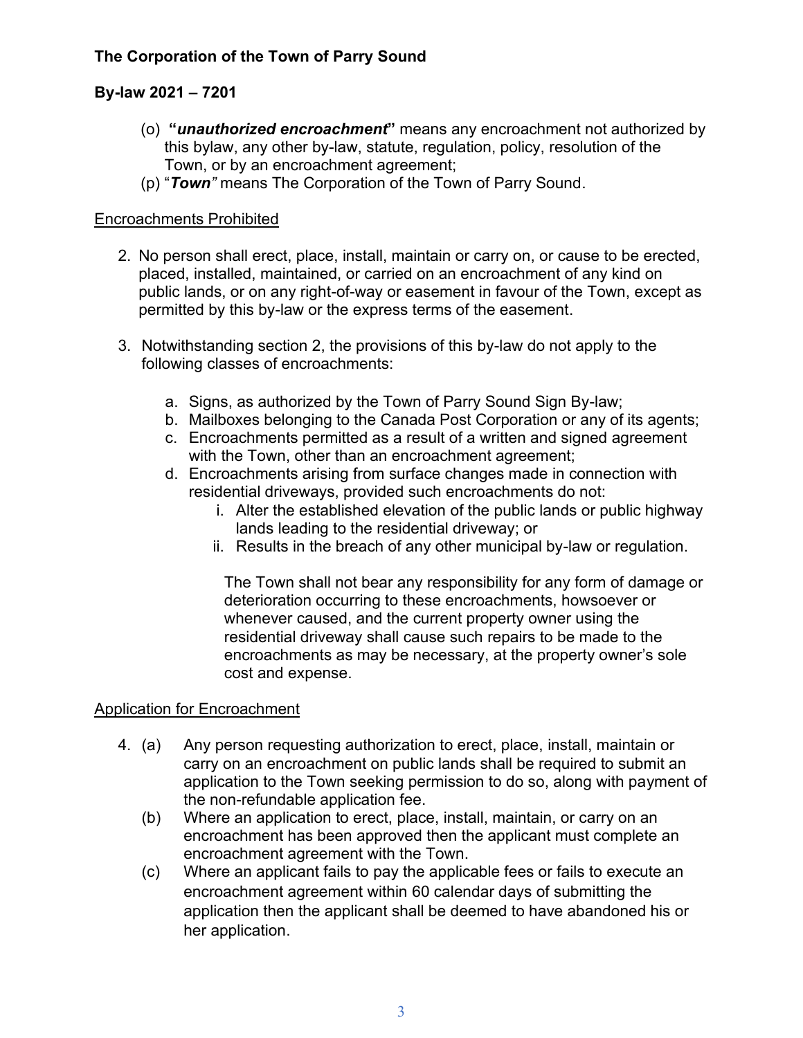(o) **"*unauthorized encroachment*"** means any encroachment not authorized by this bylaw, any other by-law, statute, regulation, policy, resolution of the Town, or by an encroachment agreement;

(p) "***Town***" means The Corporation of the Town of Parry Sound.

Encroachments Prohibited

2. No person shall erect, place, install, maintain or carry on, or cause to be erected, placed, installed, maintained, or carried on an encroachment of any kind on public lands, or on any right-of-way or easement in favour of the Town, except as permitted by this by-law or the express terms of the easement.

3. Notwithstanding section 2, the provisions of this by-law do not apply to the following classes of encroachments:

   a. Signs, as authorized by the Town of Parry Sound Sign By-law;
   b. Mailboxes belonging to the Canada Post Corporation or any of its agents;
   c. Encroachments permitted as a result of a written and signed agreement with the Town, other than an encroachment agreement;
   d. Encroachments arising from surface changes made in connection with residential driveways, provided such encroachments do not:
      i. Alter the established elevation of the public lands or public highway lands leading to the residential driveway; or
      ii. Results in the breach of any other municipal by-law or regulation.

      The Town shall not bear any responsibility for any form of damage or deterioration occurring to these encroachments, howsoever or whenever caused, and the current property owner using the residential driveway shall cause such repairs to be made to the encroachments as may be necessary, at the property owner's sole cost and expense.

Application for Encroachment

4. (a) Any person requesting authorization to erect, place, install, maintain or carry on an encroachment on public lands shall be required to submit an application to the Town seeking permission to do so, along with payment of the non-refundable application fee.

   (b) Where an application to erect, place, install, maintain, or carry on an encroachment has been approved then the applicant must complete an encroachment agreement with the Town.

   (c) Where an applicant fails to pay the applicable fees or fails to execute an encroachment agreement within 60 calendar days of submitting the application then the applicant shall be deemed to have abandoned his or her application.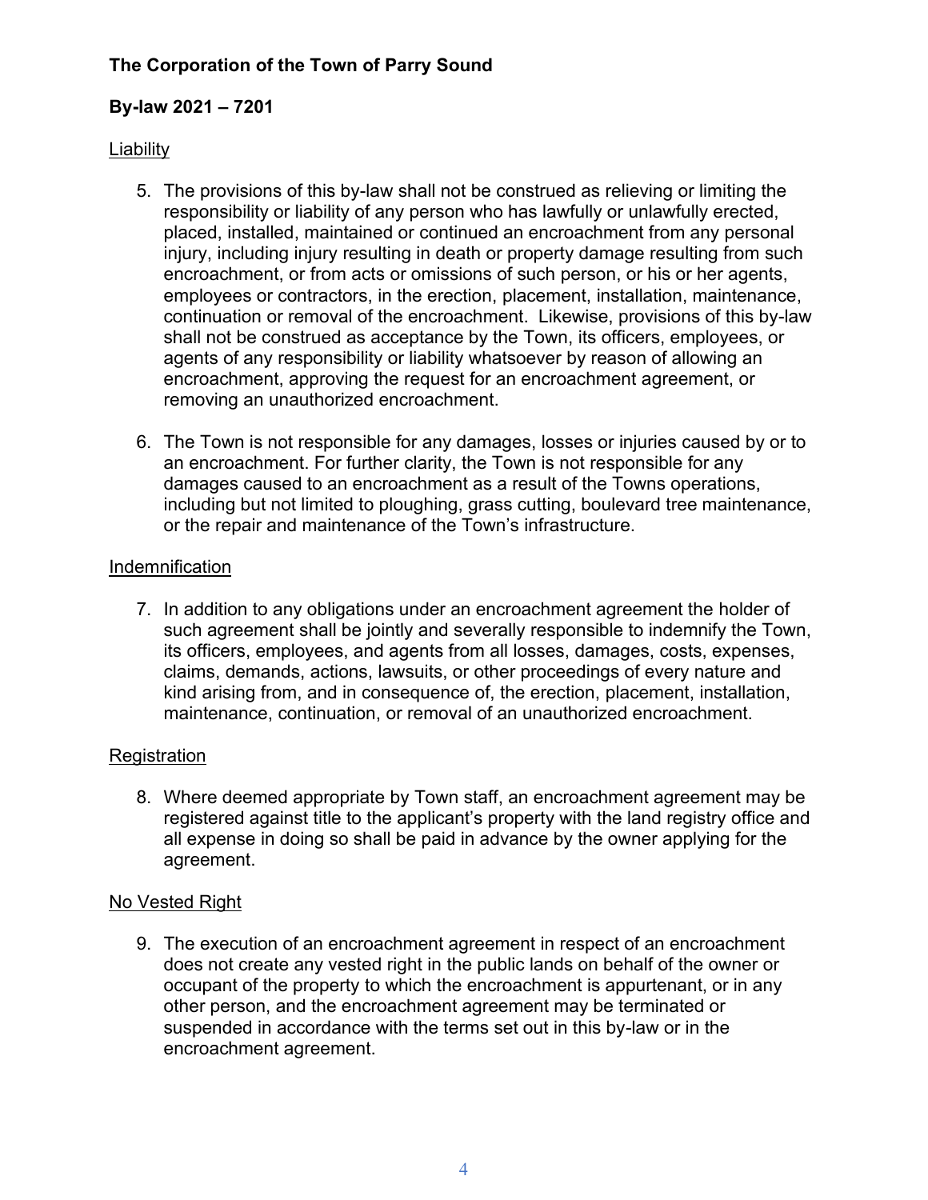**The Corporation of the Town of Parry Sound**

**By-law 2021 – 7201**

Liability

5. The provisions of this by-law shall not be construed as relieving or limiting the responsibility or liability of any person who has lawfully or unlawfully erected, placed, installed, maintained or continued an encroachment from any personal injury, including injury resulting in death or property damage resulting from such encroachment, or from acts or omissions of such person, or his or her agents, employees or contractors, in the erection, placement, installation, maintenance, continuation or removal of the encroachment. Likewise, provisions of this by-law shall not be construed as acceptance by the Town, its officers, employees, or agents of any responsibility or liability whatsoever by reason of allowing an encroachment, approving the request for an encroachment agreement, or removing an unauthorized encroachment.

6. The Town is not responsible for any damages, losses or injuries caused by or to an encroachment. For further clarity, the Town is not responsible for any damages caused to an encroachment as a result of the Towns operations, including but not limited to ploughing, grass cutting, boulevard tree maintenance, or the repair and maintenance of the Town's infrastructure.

Indemnification

7. In addition to any obligations under an encroachment agreement the holder of such agreement shall be jointly and severally responsible to indemnify the Town, its officers, employees, and agents from all losses, damages, costs, expenses, claims, demands, actions, lawsuits, or other proceedings of every nature and kind arising from, and in consequence of, the erection, placement, installation, maintenance, continuation, or removal of an unauthorized encroachment.

Registration

8. Where deemed appropriate by Town staff, an encroachment agreement may be registered against title to the applicant's property with the land registry office and all expense in doing so shall be paid in advance by the owner applying for the agreement.

No Vested Right

9. The execution of an encroachment agreement in respect of an encroachment does not create any vested right in the public lands on behalf of the owner or occupant of the property to which the encroachment is appurtenant, or in any other person, and the encroachment agreement may be terminated or suspended in accordance with the terms set out in this by-law or in the encroachment agreement.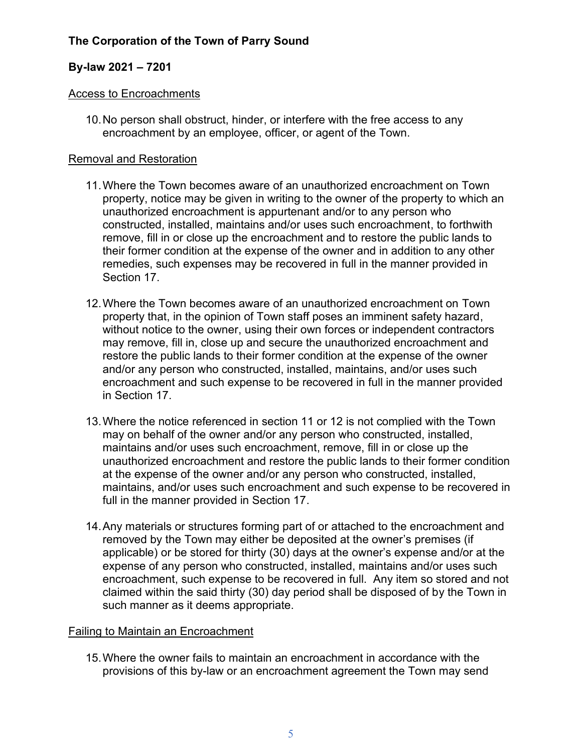**The Corporation of the Town of Parry Sound**

**By-law 2021 – 7201**

Access to Encroachments

10. No person shall obstruct, hinder, or interfere with the free access to any encroachment by an employee, officer, or agent of the Town.

Removal and Restoration

11. Where the Town becomes aware of an unauthorized encroachment on Town property, notice may be given in writing to the owner of the property to which an unauthorized encroachment is appurtenant and/or to any person who constructed, installed, maintains and/or uses such encroachment, to forthwith remove, fill in or close up the encroachment and to restore the public lands to their former condition at the expense of the owner and in addition to any other remedies, such expenses may be recovered in full in the manner provided in Section 17.

12. Where the Town becomes aware of an unauthorized encroachment on Town property that, in the opinion of Town staff poses an imminent safety hazard, without notice to the owner, using their own forces or independent contractors may remove, fill in, close up and secure the unauthorized encroachment and restore the public lands to their former condition at the expense of the owner and/or any person who constructed, installed, maintains, and/or uses such encroachment and such expense to be recovered in full in the manner provided in Section 17.

13. Where the notice referenced in section 11 or 12 is not complied with the Town may on behalf of the owner and/or any person who constructed, installed, maintains and/or uses such encroachment, remove, fill in or close up the unauthorized encroachment and restore the public lands to their former condition at the expense of the owner and/or any person who constructed, installed, maintains, and/or uses such encroachment and such expense to be recovered in full in the manner provided in Section 17.

14. Any materials or structures forming part of or attached to the encroachment and removed by the Town may either be deposited at the owner's premises (if applicable) or be stored for thirty (30) days at the owner's expense and/or at the expense of any person who constructed, installed, maintains and/or uses such encroachment, such expense to be recovered in full. Any item so stored and not claimed within the said thirty (30) day period shall be disposed of by the Town in such manner as it deems appropriate.

Failing to Maintain an Encroachment

15. Where the owner fails to maintain an encroachment in accordance with the provisions of this by-law or an encroachment agreement the Town may send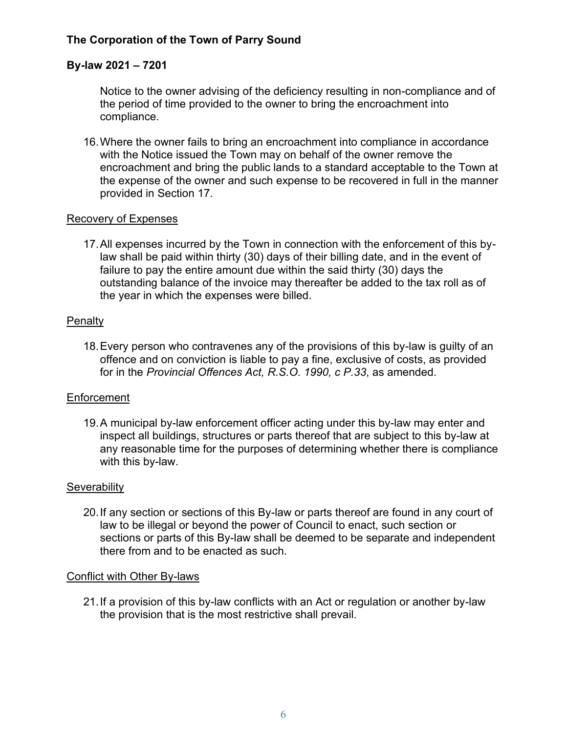Notice to the owner advising of the deficiency resulting in non-compliance and of the period of time provided to the owner to bring the encroachment into compliance.

16. Where the owner fails to bring an encroachment into compliance in accordance with the Notice issued the Town may on behalf of the owner remove the encroachment and bring the public lands to a standard acceptable to the Town at the expense of the owner and such expense to be recovered in full in the manner provided in Section 17.

Recovery of Expenses

17. All expenses incurred by the Town in connection with the enforcement of this by-law shall be paid within thirty (30) days of their billing date, and in the event of failure to pay the entire amount due within the said thirty (30) days the outstanding balance of the invoice may thereafter be added to the tax roll as of the year in which the expenses were billed.

Penalty

18. Every person who contravenes any of the provisions of this by-law is guilty of an offence and on conviction is liable to pay a fine, exclusive of costs, as provided for in the *Provincial Offences Act, R.S.O. 1990, c P.33*, as amended.

Enforcement

19. A municipal by-law enforcement officer acting under this by-law may enter and inspect all buildings, structures or parts thereof that are subject to this by-law at any reasonable time for the purposes of determining whether there is compliance with this by-law.

Severability

20. If any section or sections of this By-law or parts thereof are found in any court of law to be illegal or beyond the power of Council to enact, such section or sections or parts of this By-law shall be deemed to be separate and independent there from and to be enacted as such.

Conflict with Other By-laws

21. If a provision of this by-law conflicts with an Act or regulation or another by-law the provision that is the most restrictive shall prevail.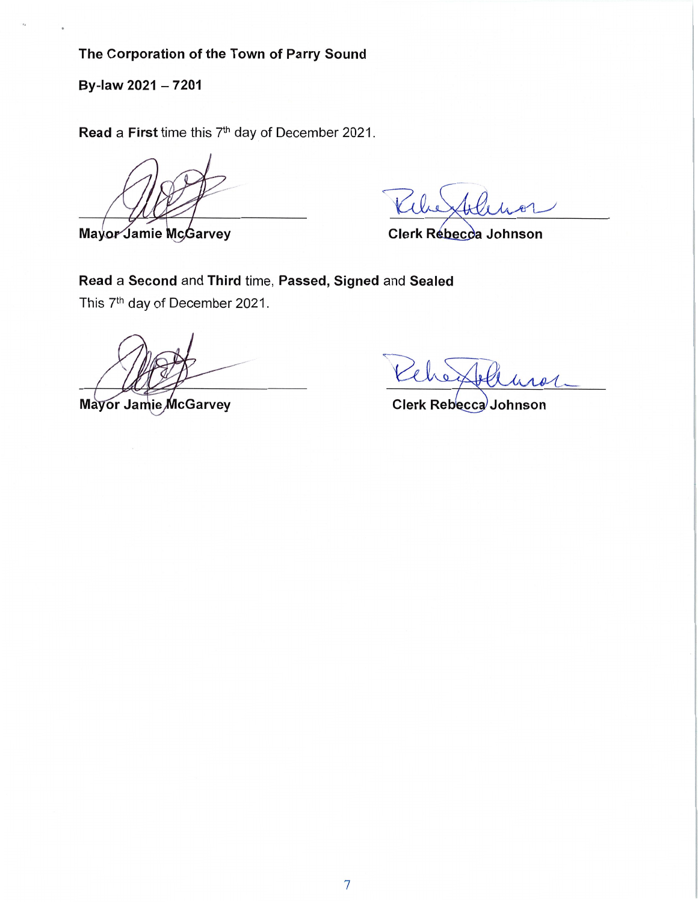**The Corporation of the Town of Parry Sound**

**By-law 2021 – 7201**

**Read** a **First** time this 7th day of December 2021.

Mayor Jamie McGarvey

Clerk Rebecca Johnson

**Read** a **Second** and **Third** time, **Passed, Signed** and **Sealed**

This 7th day of December 2021.

Mayor Jamie McGarvey

Clerk Rebecca Johnson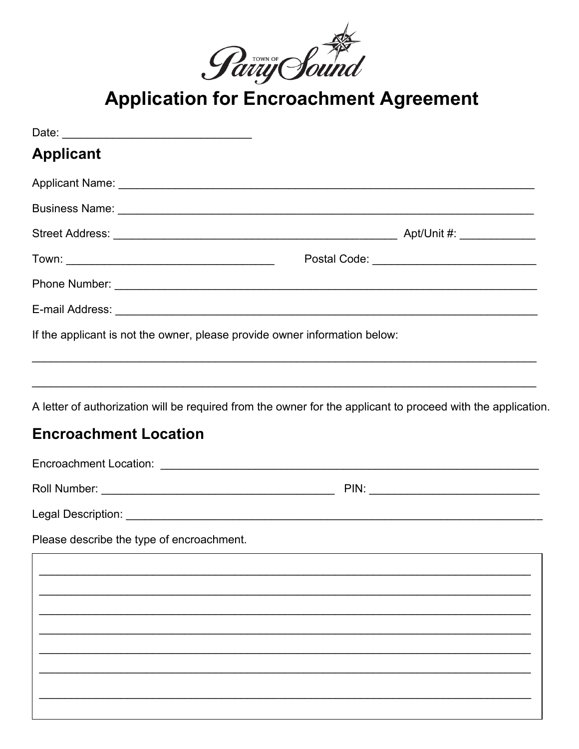Town of Parry Sound

# Application for Encroachment Agreement

Date: ______________________________

## Applicant

Applicant Name: ___________________________________________________________________

Business Name: ___________________________________________________________________

Street Address: _____________________________________________ Apt/Unit #: ____________

Town: _________________________________ Postal Code: __________________________

Phone Number: ____________________________________________________________________

E-mail Address: ____________________________________________________________________

If the applicant is not the owner, please provide owner information below:

___________________________________________________________________________________

___________________________________________________________________________________

A letter of authorization will be required from the owner for the applicant to proceed with the application.

## Encroachment Location

Encroachment Location: _____________________________________________________________

Roll Number: ______________________________________ PIN: ___________________________

Legal Description: __________________________________________________________________

Please describe the type of encroachment.

___________________________________________________________________________________

___________________________________________________________________________________

___________________________________________________________________________________

___________________________________________________________________________________

___________________________________________________________________________________

___________________________________________________________________________________

___________________________________________________________________________________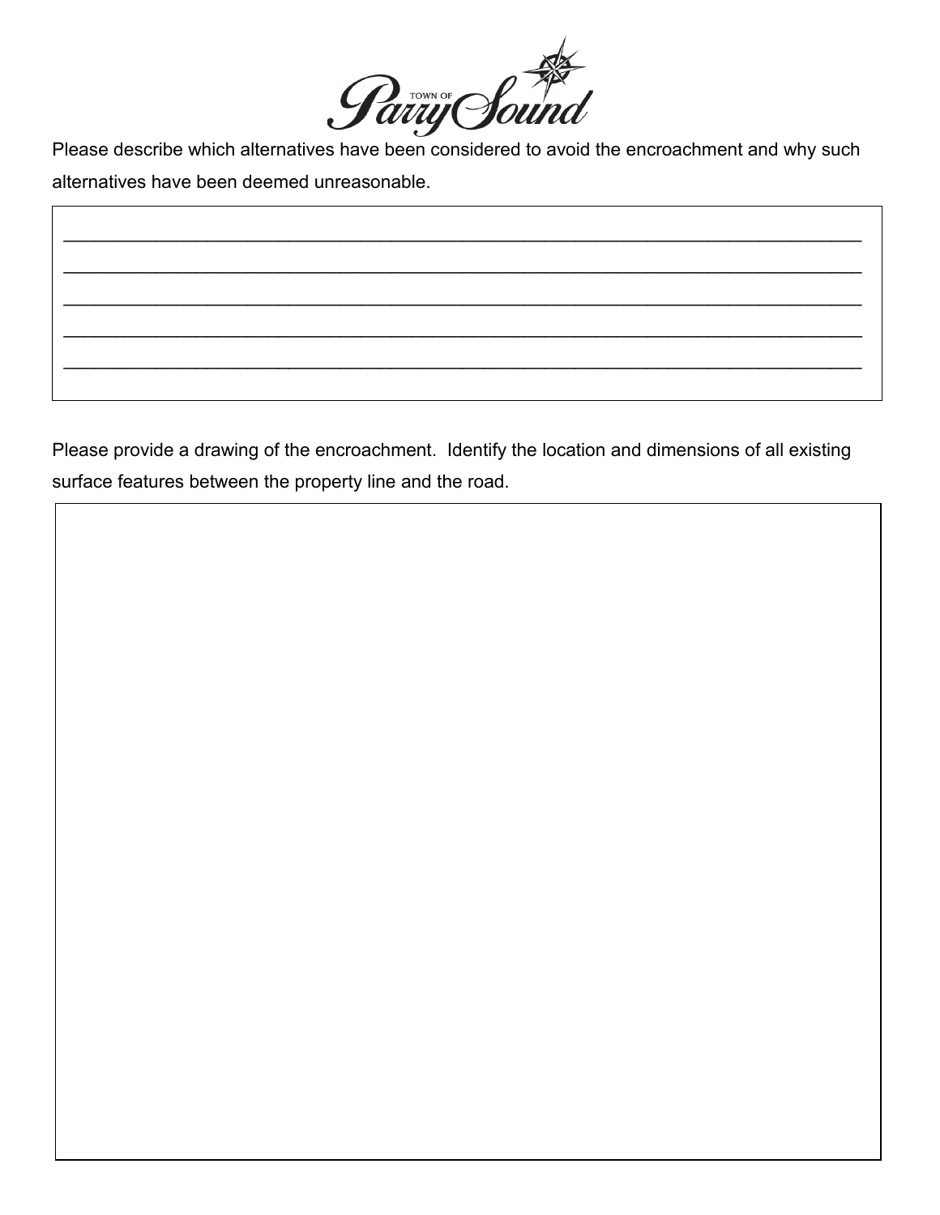Please describe which alternatives have been considered to avoid the encroachment and why such alternatives have been deemed unreasonable.

________________________________________________________________________________

________________________________________________________________________________

________________________________________________________________________________

________________________________________________________________________________

________________________________________________________________________________

Please provide a drawing of the encroachment. Identify the location and dimensions of all existing surface features between the property line and the road.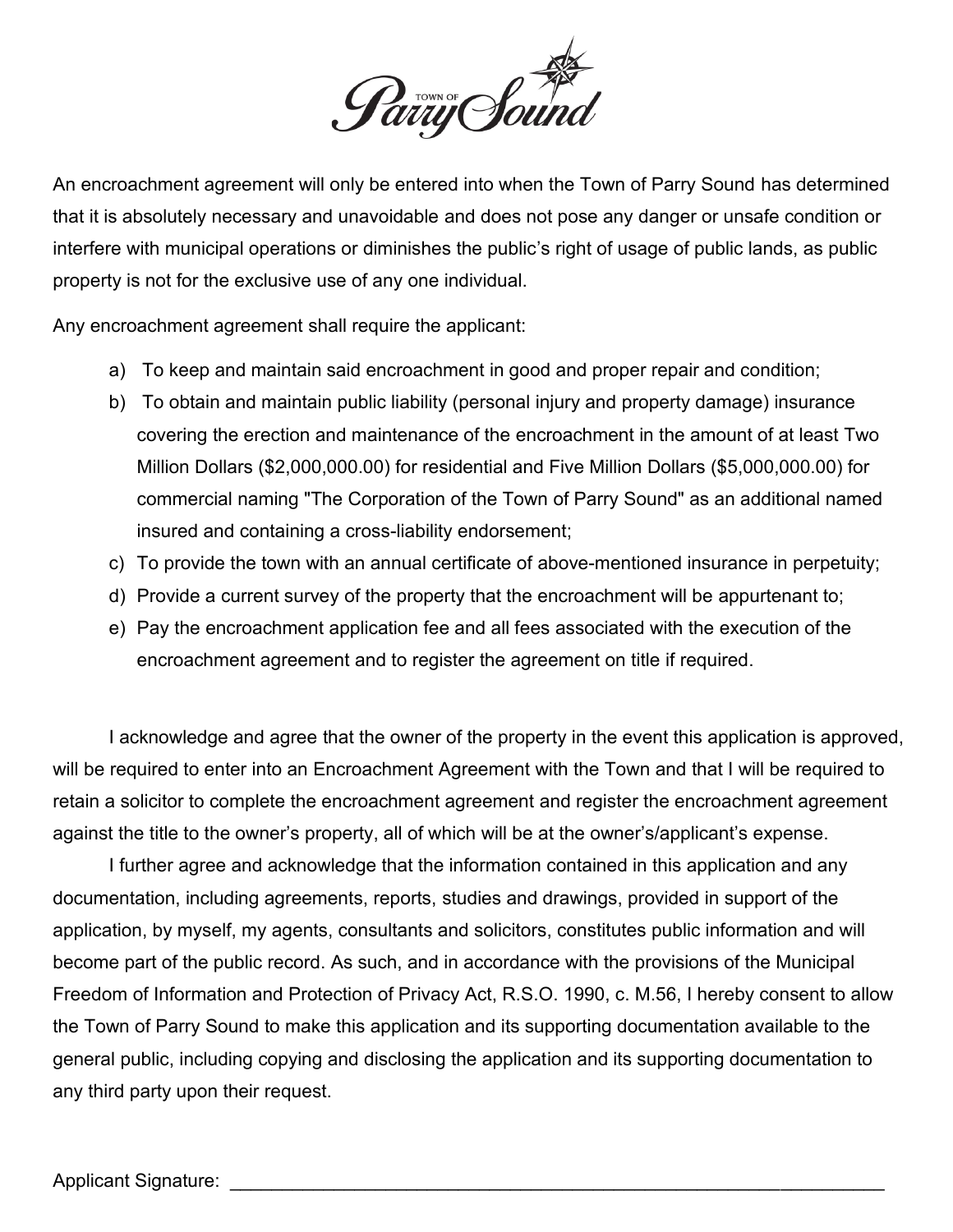An encroachment agreement will only be entered into when the Town of Parry Sound has determined that it is absolutely necessary and unavoidable and does not pose any danger or unsafe condition or interfere with municipal operations or diminishes the public's right of usage of public lands, as public property is not for the exclusive use of any one individual.

Any encroachment agreement shall require the applicant:

a) To keep and maintain said encroachment in good and proper repair and condition;
b) To obtain and maintain public liability (personal injury and property damage) insurance covering the erection and maintenance of the encroachment in the amount of at least Two Million Dollars ($2,000,000.00) for residential and Five Million Dollars ($5,000,000.00) for commercial naming "The Corporation of the Town of Parry Sound" as an additional named insured and containing a cross-liability endorsement;
c) To provide the town with an annual certificate of above-mentioned insurance in perpetuity;
d) Provide a current survey of the property that the encroachment will be appurtenant to;
e) Pay the encroachment application fee and all fees associated with the execution of the encroachment agreement and to register the agreement on title if required.

I acknowledge and agree that the owner of the property in the event this application is approved, will be required to enter into an Encroachment Agreement with the Town and that I will be required to retain a solicitor to complete the encroachment agreement and register the encroachment agreement against the title to the owner's property, all of which will be at the owner's/applicant's expense.

I further agree and acknowledge that the information contained in this application and any documentation, including agreements, reports, studies and drawings, provided in support of the application, by myself, my agents, consultants and solicitors, constitutes public information and will become part of the public record. As such, and in accordance with the provisions of the Municipal Freedom of Information and Protection of Privacy Act, R.S.O. 1990, c. M.56, I hereby consent to allow the Town of Parry Sound to make this application and its supporting documentation available to the general public, including copying and disclosing the application and its supporting documentation to any third party upon their request.

Applicant Signature: ______________________________________________